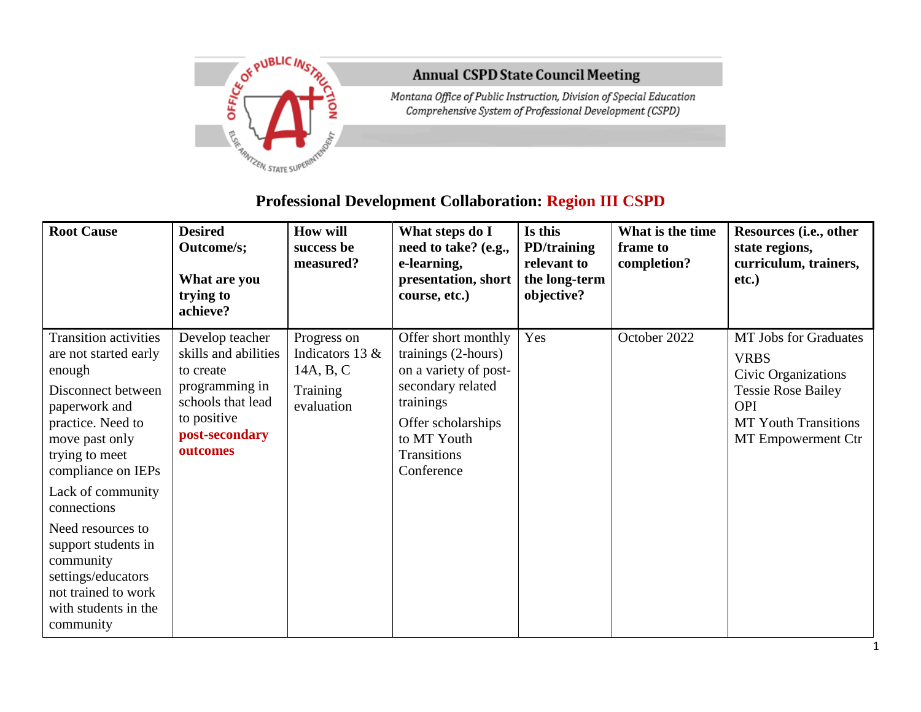**Annual CSPD State Council Meeting**

*Montana Office of Public Instruction, Division of Special Education*
*Comprehensive System of Professional Development (CSPD)*

## Professional Development Collaboration: Region III CSPD

| Root Cause | Desired Outcome/s;<br><br>What are you trying to achieve? | How will success be measured? | What steps do I need to take? (e.g., e-learning, presentation, short course, etc.) | Is this PD/training relevant to the long-term objective? | What is the time frame to completion? | Resources (i.e., other state regions, curriculum, trainers, etc.) |
|---|---|---|---|---|---|---|
| Transition activities are not started early enough<br><br>Disconnect between paperwork and practice. Need to move past only trying to meet compliance on IEPs<br><br>Lack of community connections<br><br>Need resources to support students in community settings/educators not trained to work with students in the community | Develop teacher skills and abilities to create programming in schools that lead to positive **post-secondary outcomes** | Progress on Indicators 13 & 14A, B, C<br><br>Training evaluation | Offer short monthly trainings (2-hours) on a variety of post-secondary related trainings<br><br>Offer scholarships to MT Youth Transitions Conference | Yes | October 2022 | MT Jobs for Graduates<br>VRBS<br>Civic Organizations<br>Tessie Rose Bailey<br>OPI<br>MT Youth Transitions<br>MT Empowerment Ctr |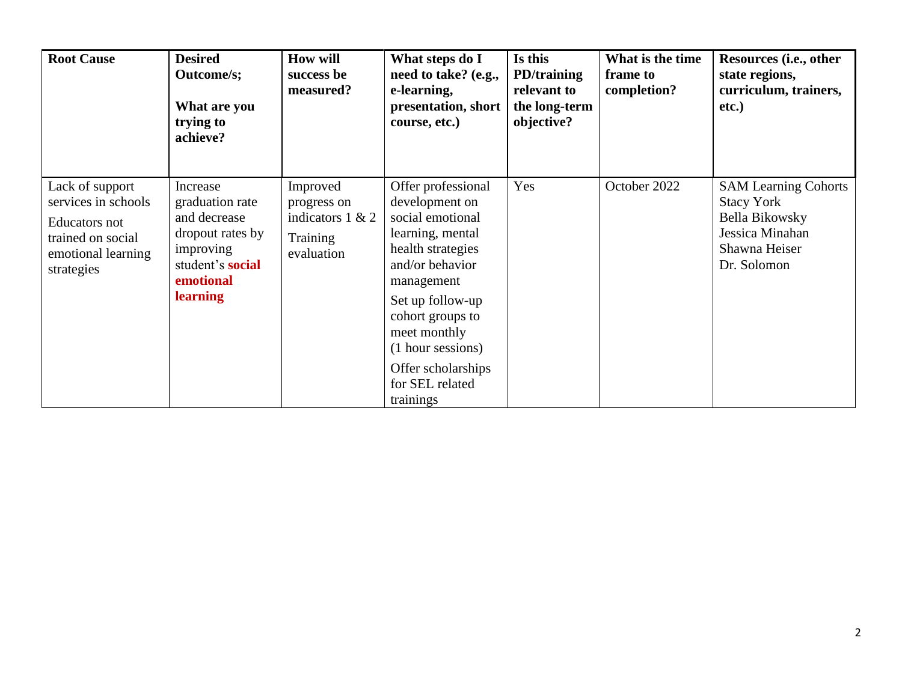| **Root Cause** | **Desired Outcome/s;**<br><br>**What are you trying to achieve?** | **How will success be measured?** | **What steps do I need to take? (e.g., e-learning, presentation, short course, etc.)** | **Is this PD/training relevant to the long-term objective?** | **What is the time frame to completion?** | **Resources (i.e., other state regions, curriculum, trainers, etc.)** |
|---|---|---|---|---|---|---|
| Lack of support services in schools<br>Educators not trained on social emotional learning strategies | Increase graduation rate and decrease dropout rates by improving student's **social emotional learning** | Improved progress on indicators 1 & 2<br>Training evaluation | Offer professional development on social emotional learning, mental health strategies and/or behavior management<br>Set up follow-up cohort groups to meet monthly (1 hour sessions)<br>Offer scholarships for SEL related trainings | Yes | October 2022 | SAM Learning Cohorts<br>Stacy York<br>Bella Bikowsky<br>Jessica Minahan<br>Shawna Heiser<br>Dr. Solomon |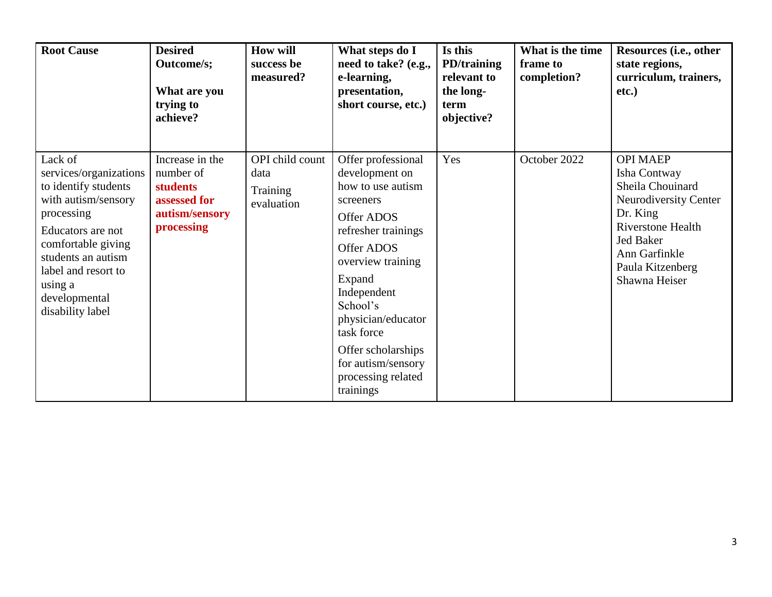| **Root Cause** | **Desired Outcome/s; What are you trying to achieve?** | **How will success be measured?** | **What steps do I need to take? (e.g., e-learning, presentation, short course, etc.)** | **Is this PD/training relevant to the long-term objective?** | **What is the time frame to completion?** | **Resources (i.e., other state regions, curriculum, trainers, etc.)** |
|---|---|---|---|---|---|---|
| Lack of services/organizations to identify students with autism/sensory processing<br><br>Educators are not comfortable giving students an autism label and resort to using a developmental disability label | Increase in the number of **students assessed for autism/sensory processing** | OPI child count data<br><br>Training evaluation | Offer professional development on how to use autism screeners<br><br>Offer ADOS refresher trainings<br><br>Offer ADOS overview training<br><br>Expand Independent School's physician/educator task force<br><br>Offer scholarships for autism/sensory processing related trainings | Yes | October 2022 | OPI MAEP<br>Isha Contway<br>Sheila Chouinard<br>Neurodiversity Center<br>Dr. King<br>Riverstone Health<br>Jed Baker<br>Ann Garfinkle<br>Paula Kitzenberg<br>Shawna Heiser |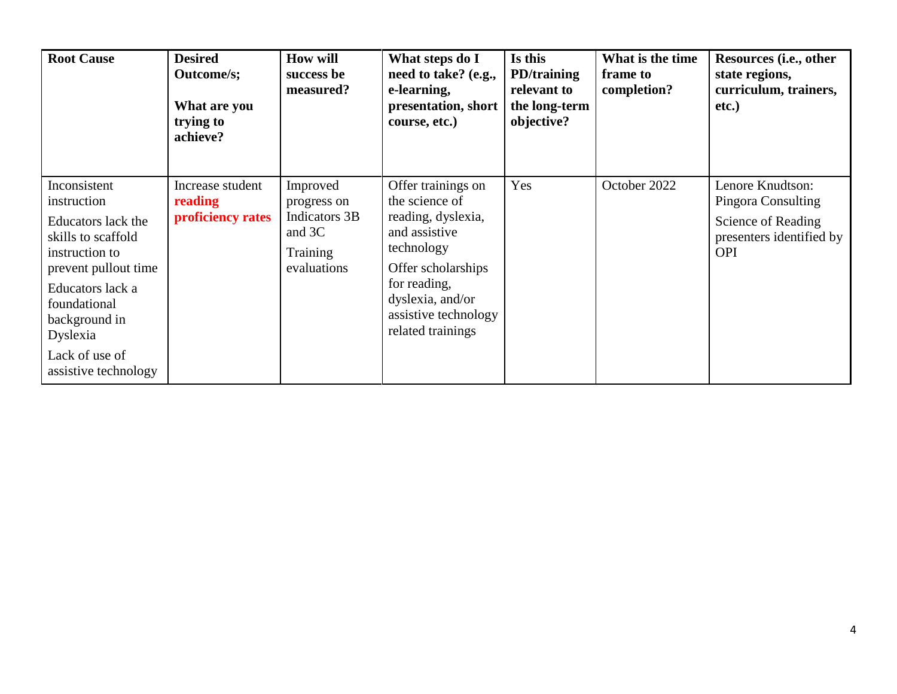| Root Cause | Desired Outcome/s;<br><br>What are you trying to achieve? | How will success be measured? | What steps do I need to take? (e.g., e-learning, presentation, short course, etc.) | Is this PD/training relevant to the long-term objective? | What is the time frame to completion? | Resources (i.e., other state regions, curriculum, trainers, etc.) |
|---|---|---|---|---|---|---|
| Inconsistent instruction<br><br>Educators lack the skills to scaffold instruction to prevent pullout time<br><br>Educators lack a foundational background in Dyslexia<br><br>Lack of use of assistive technology | Increase student **reading proficiency rates** | Improved progress on Indicators 3B and 3C<br><br>Training evaluations | Offer trainings on the science of reading, dyslexia, and assistive technology<br><br>Offer scholarships for reading, dyslexia, and/or assistive technology related trainings | Yes | October 2022 | Lenore Knudtson: Pingora Consulting<br><br>Science of Reading presenters identified by OPI |